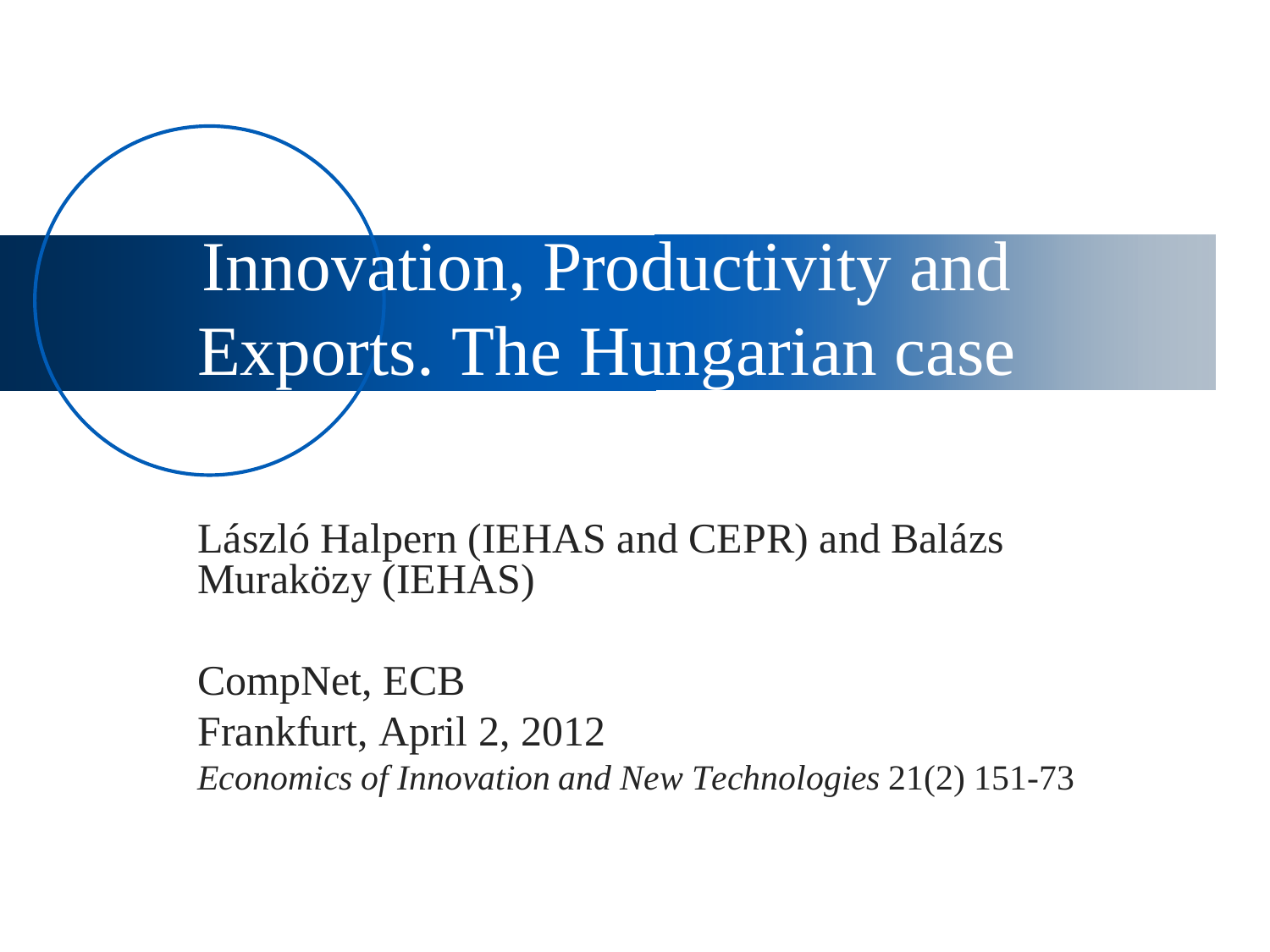# Innovation, Productivity and Exports. The Hungarian case

László Halpern (IEHAS and CEPR) and Balázs Muraközy (IEHAS)

CompNet, ECB
Frankfurt, April 2, 2012
*Economics of Innovation and New Technologies* 21(2) 151-73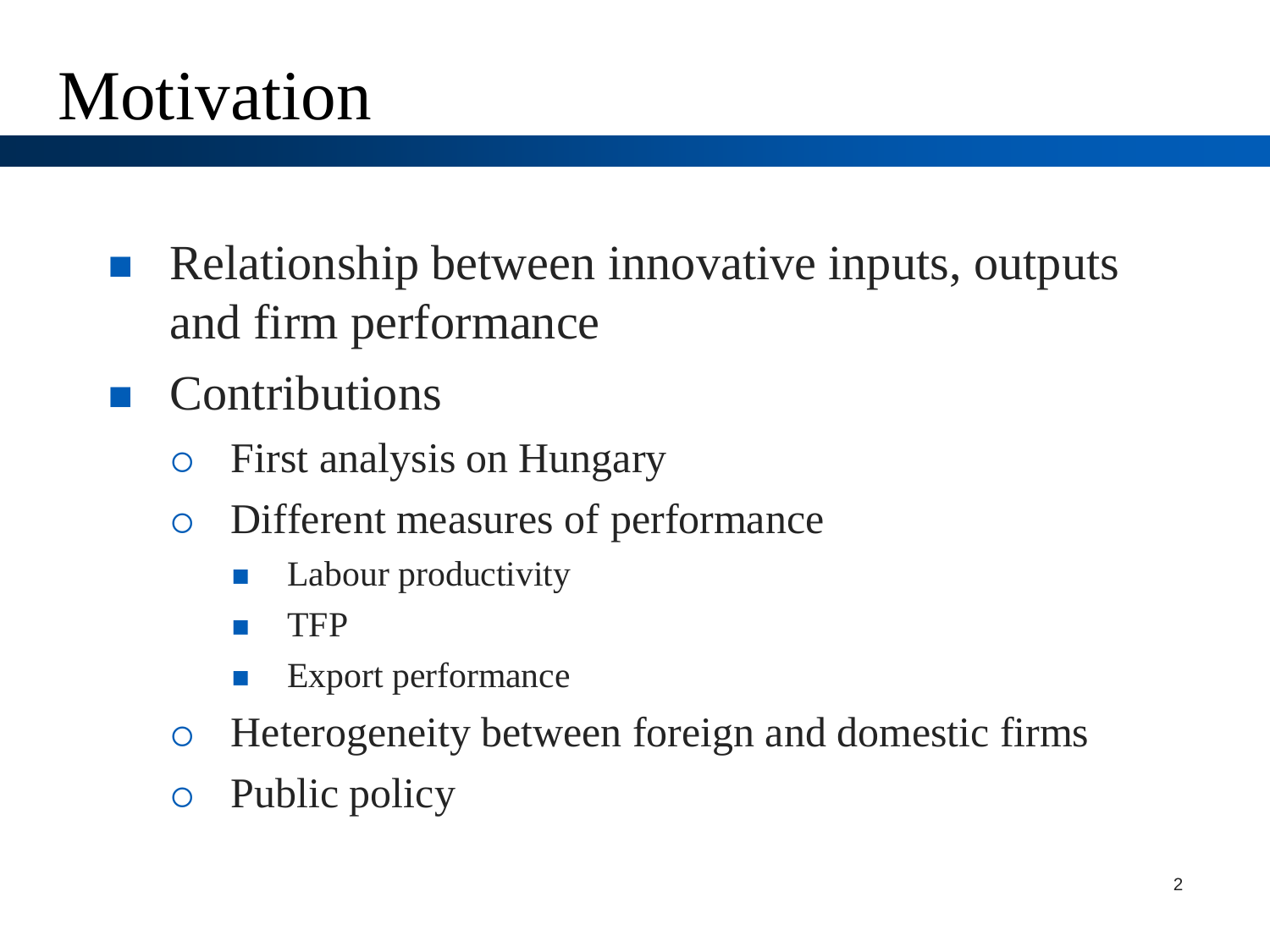# Motivation

- Relationship between innovative inputs, outputs and firm performance
- Contributions
  - First analysis on Hungary
  - Different measures of performance
    - Labour productivity
    - TFP
    - Export performance
  - Heterogeneity between foreign and domestic firms
  - Public policy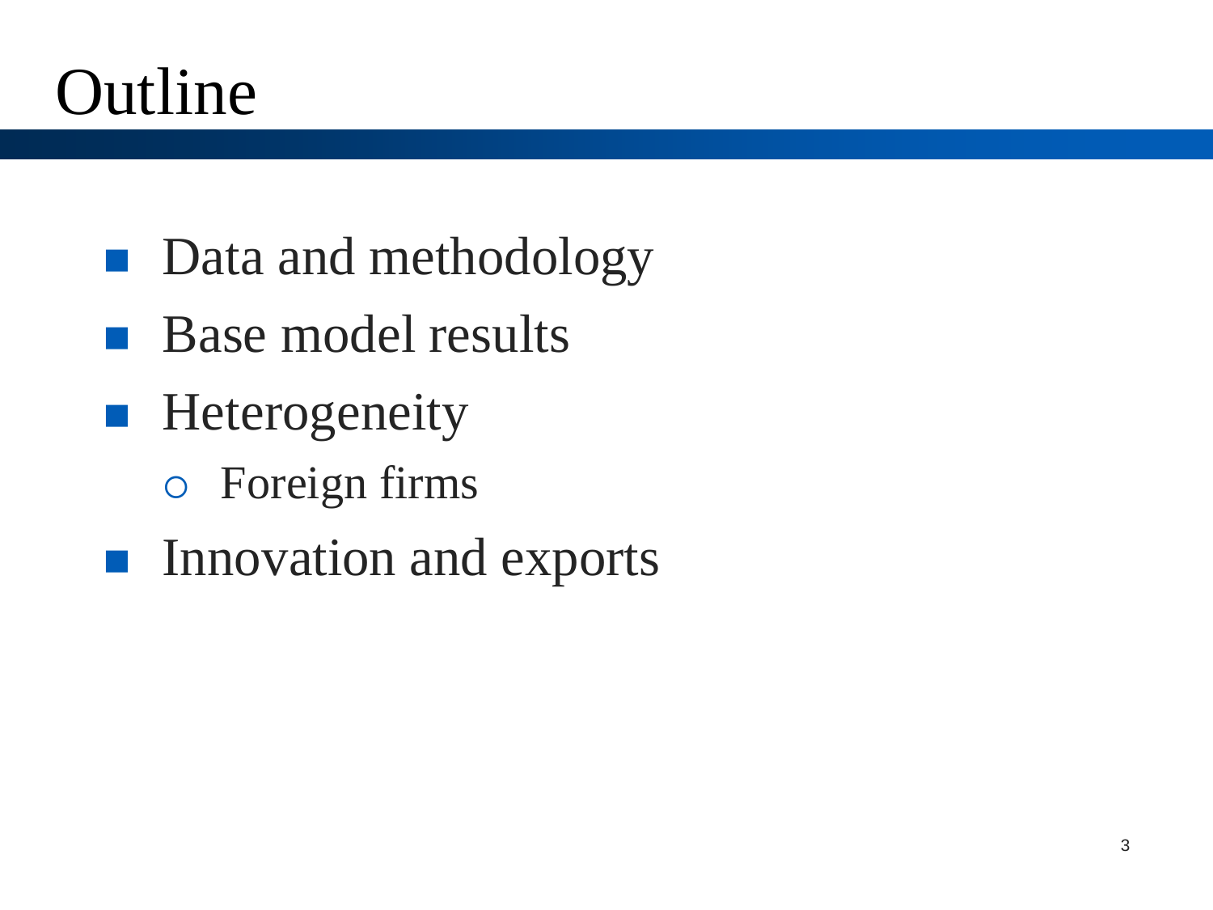# Outline

- Data and methodology
- Base model results
- Heterogeneity
  - Foreign firms
- Innovation and exports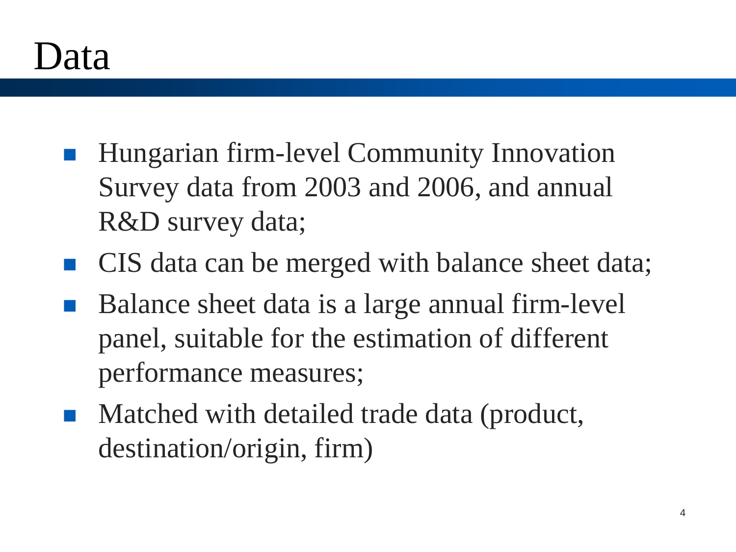# Data

- Hungarian firm-level Community Innovation Survey data from 2003 and 2006, and annual R&D survey data;
- CIS data can be merged with balance sheet data;
- Balance sheet data is a large annual firm-level panel, suitable for the estimation of different performance measures;
- Matched with detailed trade data (product, destination/origin, firm)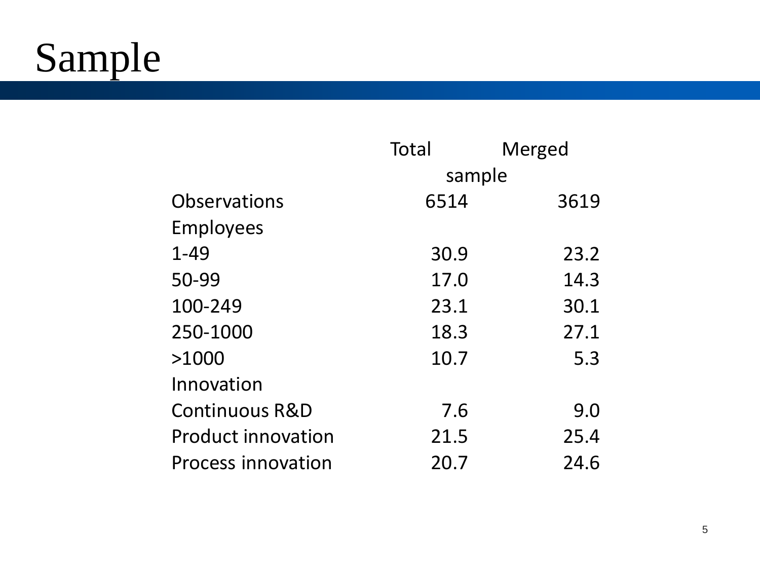# Sample

| | Total sample | Merged |
|---|---|---|
| Observations | 6514 | 3619 |
| Employees | | |
| 1-49 | 30.9 | 23.2 |
| 50-99 | 17.0 | 14.3 |
| 100-249 | 23.1 | 30.1 |
| 250-1000 | 18.3 | 27.1 |
| >1000 | 10.7 | 5.3 |
| Innovation | | |
| Continuous R&D | 7.6 | 9.0 |
| Product innovation | 21.5 | 25.4 |
| Process innovation | 20.7 | 24.6 |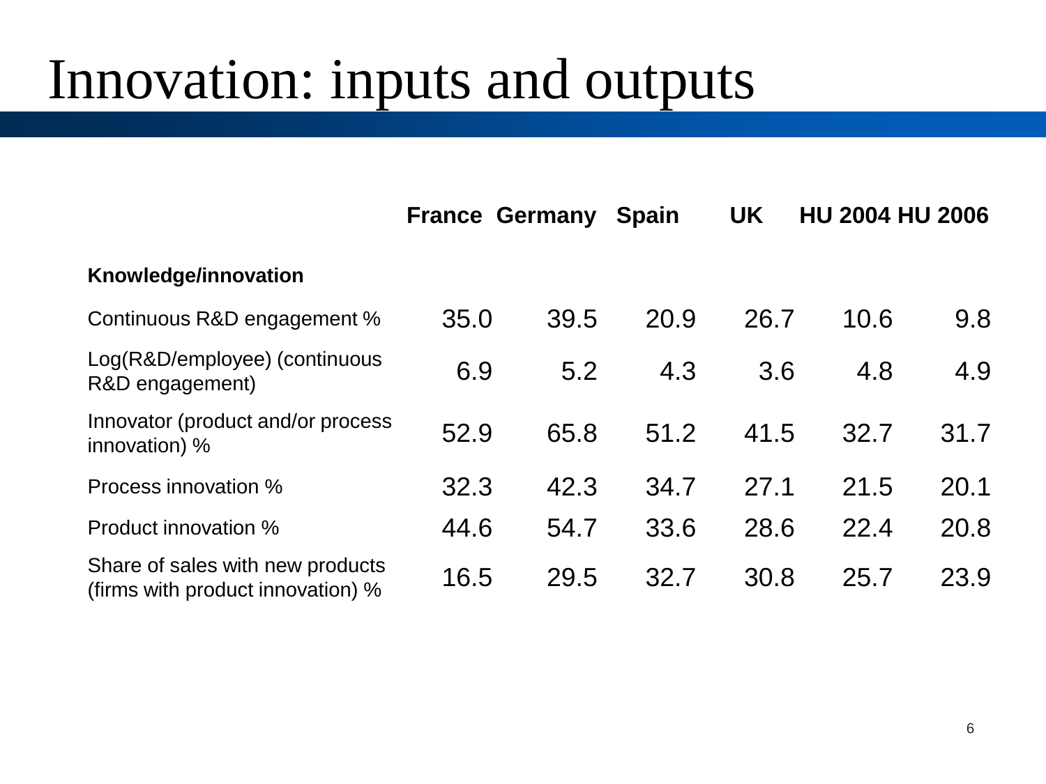# Innovation: inputs and outputs

| | France | Germany | Spain | UK | HU 2004 | HU 2006 |
|---|---|---|---|---|---|---|
| **Knowledge/innovation** | | | | | | |
| Continuous R&D engagement % | 35.0 | 39.5 | 20.9 | 26.7 | 10.6 | 9.8 |
| Log(R&D/employee) (continuous R&D engagement) | 6.9 | 5.2 | 4.3 | 3.6 | 4.8 | 4.9 |
| Innovator (product and/or process innovation) % | 52.9 | 65.8 | 51.2 | 41.5 | 32.7 | 31.7 |
| Process innovation % | 32.3 | 42.3 | 34.7 | 27.1 | 21.5 | 20.1 |
| Product innovation % | 44.6 | 54.7 | 33.6 | 28.6 | 22.4 | 20.8 |
| Share of sales with new products (firms with product innovation) % | 16.5 | 29.5 | 32.7 | 30.8 | 25.7 | 23.9 |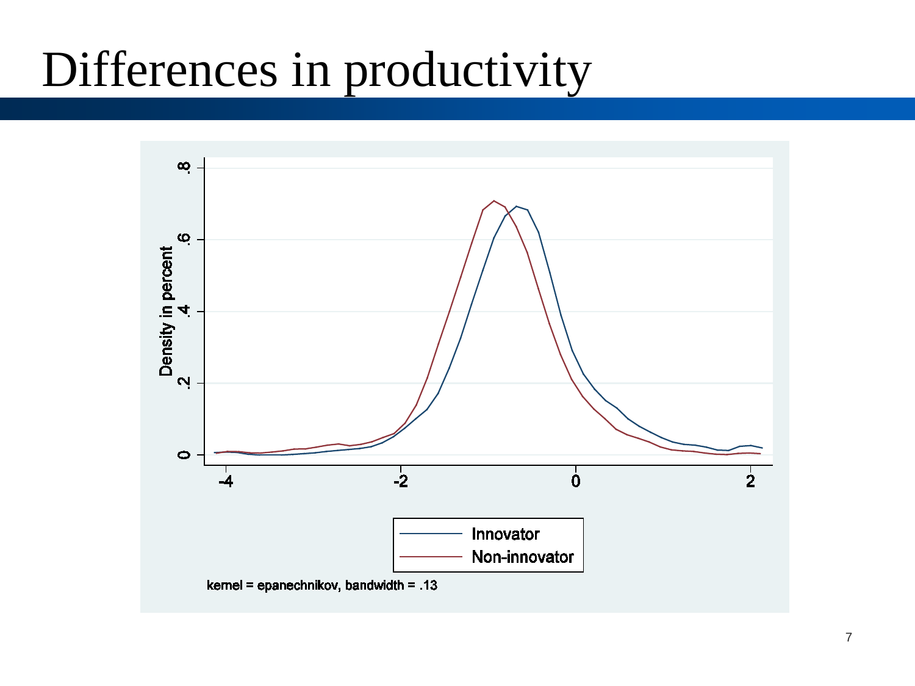# Differences in productivity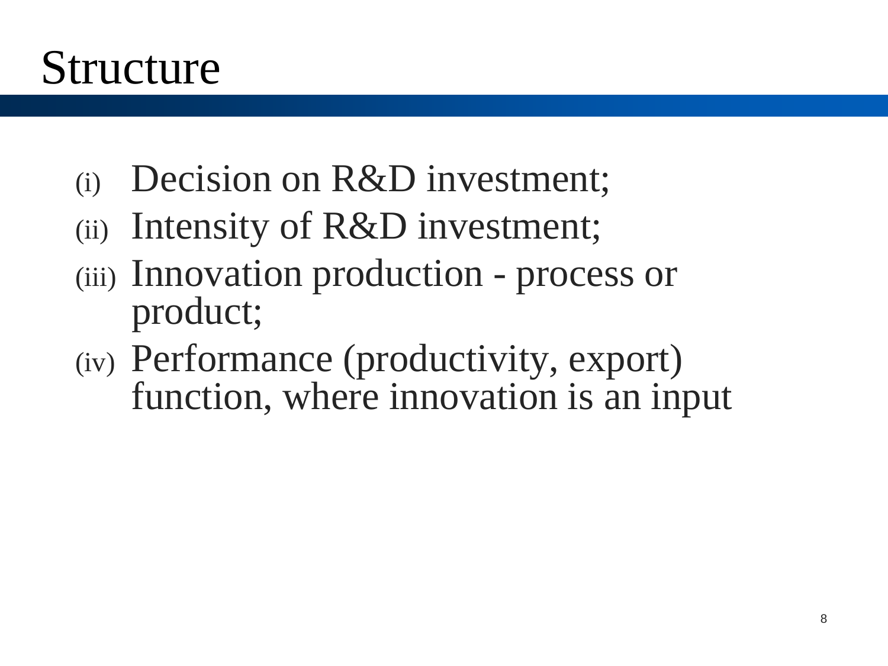# Structure

(i) Decision on R&D investment;
(ii) Intensity of R&D investment;
(iii) Innovation production - process or product;
(iv) Performance (productivity, export) function, where innovation is an input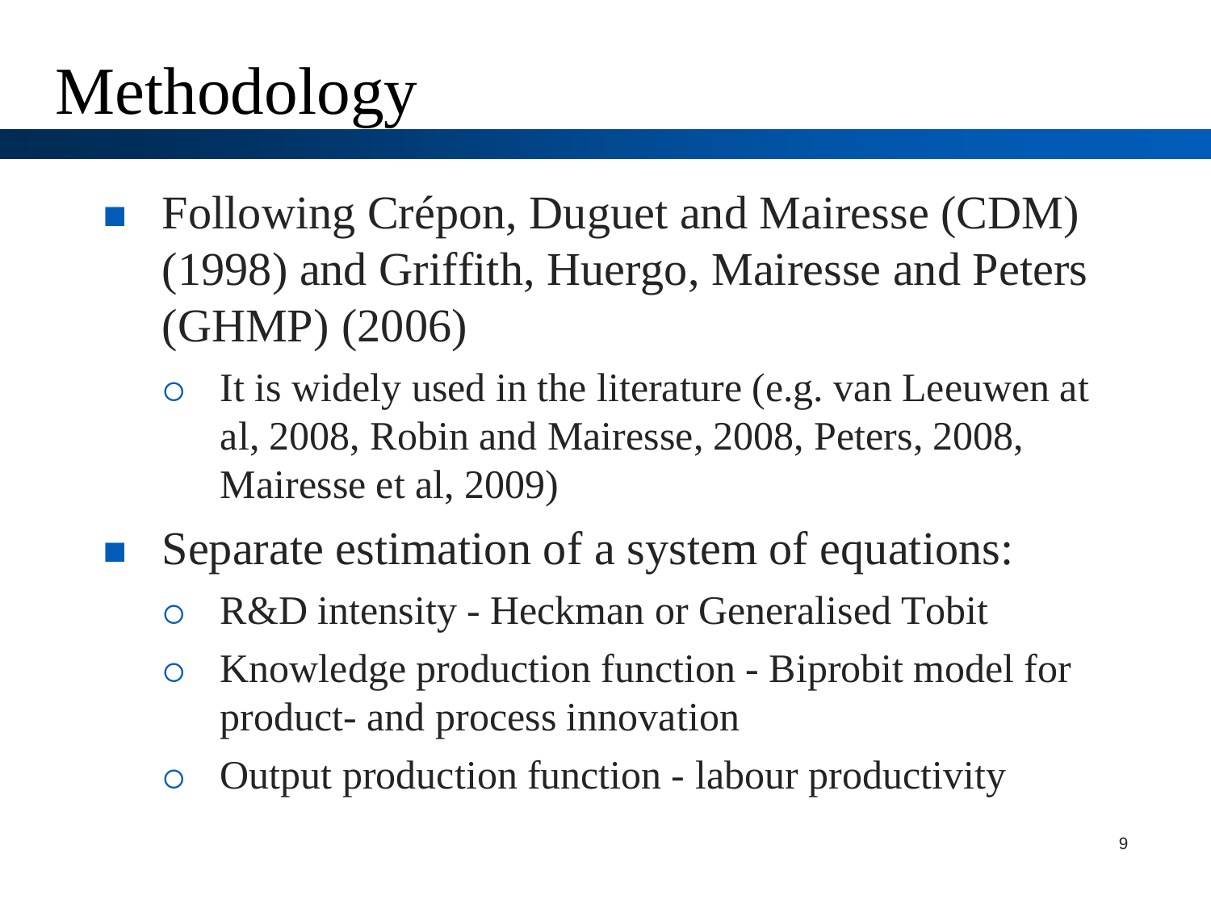# Methodology

- Following Crépon, Duguet and Mairesse (CDM) (1998) and Griffith, Huergo, Mairesse and Peters (GHMP) (2006)
  - It is widely used in the literature (e.g. van Leeuwen at al, 2008, Robin and Mairesse, 2008, Peters, 2008, Mairesse et al, 2009)
- Separate estimation of a system of equations:
  - R&D intensity - Heckman or Generalised Tobit
  - Knowledge production function - Biprobit model for product- and process innovation
  - Output production function - labour productivity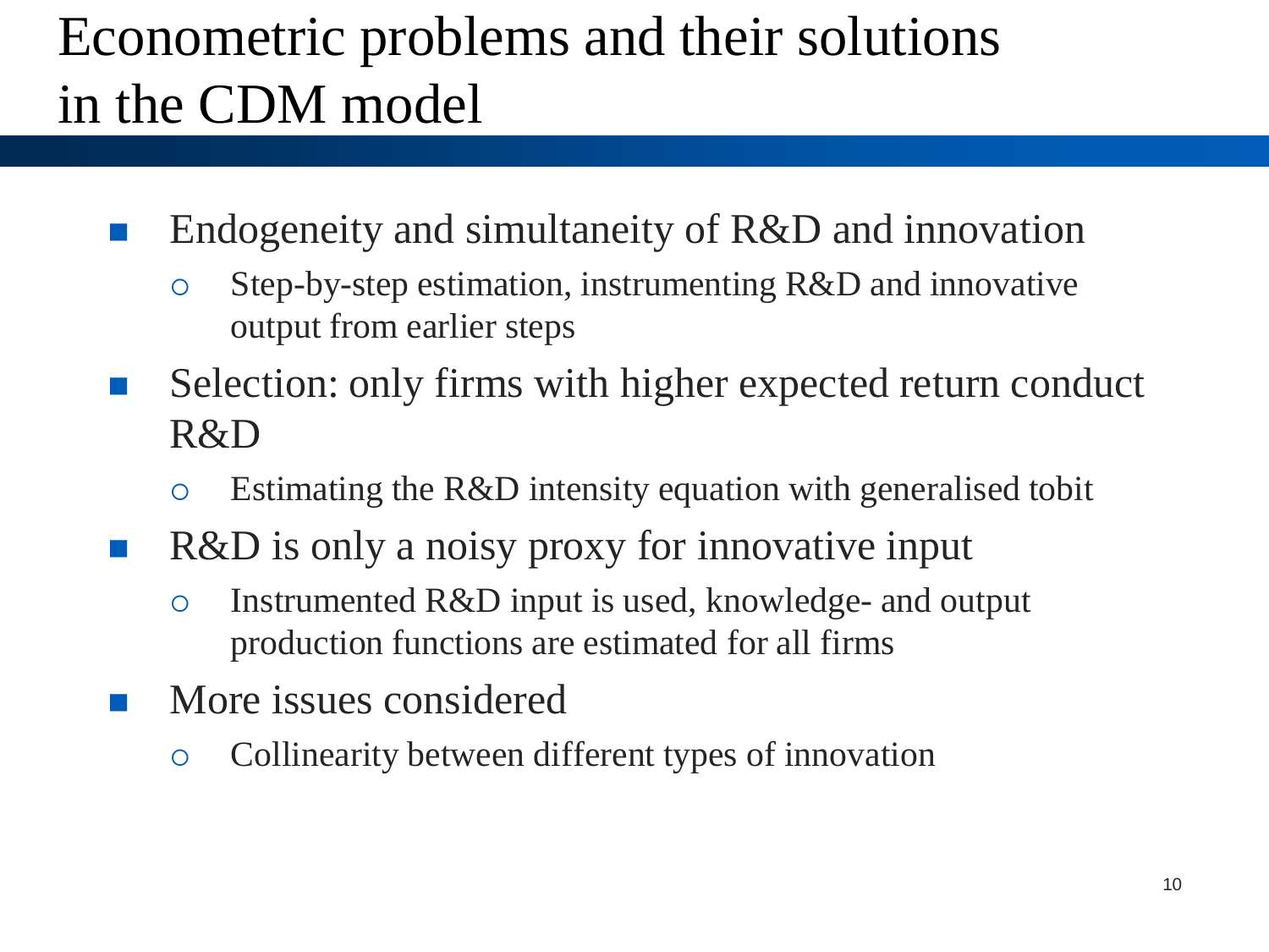# Econometric problems and their solutions in the CDM model

- Endogeneity and simultaneity of R&D and innovation
  - Step-by-step estimation, instrumenting R&D and innovative output from earlier steps
- Selection: only firms with higher expected return conduct R&D
  - Estimating the R&D intensity equation with generalised tobit
- R&D is only a noisy proxy for innovative input
  - Instrumented R&D input is used, knowledge- and output production functions are estimated for all firms
- More issues considered
  - Collinearity between different types of innovation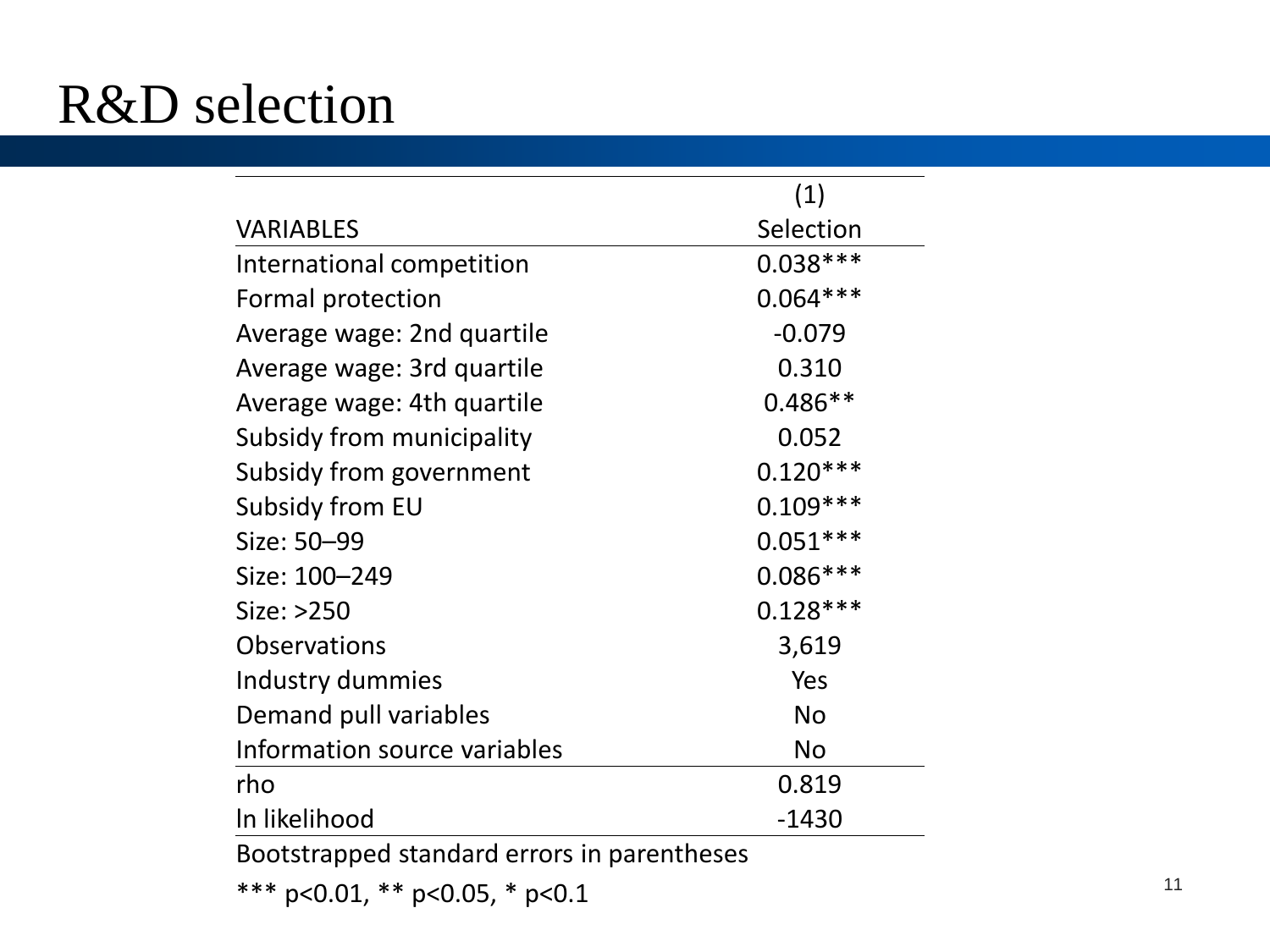# R&D selection

| | (1) |
|---|---|
| VARIABLES | Selection |
| International competition | 0.038*** |
| Formal protection | 0.064*** |
| Average wage: 2nd quartile | -0.079 |
| Average wage: 3rd quartile | 0.310 |
| Average wage: 4th quartile | 0.486** |
| Subsidy from municipality | 0.052 |
| Subsidy from government | 0.120*** |
| Subsidy from EU | 0.109*** |
| Size: 50–99 | 0.051*** |
| Size: 100–249 | 0.086*** |
| Size: >250 | 0.128*** |
| Observations | 3,619 |
| Industry dummies | Yes |
| Demand pull variables | No |
| Information source variables | No |
| rho | 0.819 |
| ln likelihood | -1430 |

Bootstrapped standard errors in parentheses

*** p<0.01, ** p<0.05, * p<0.1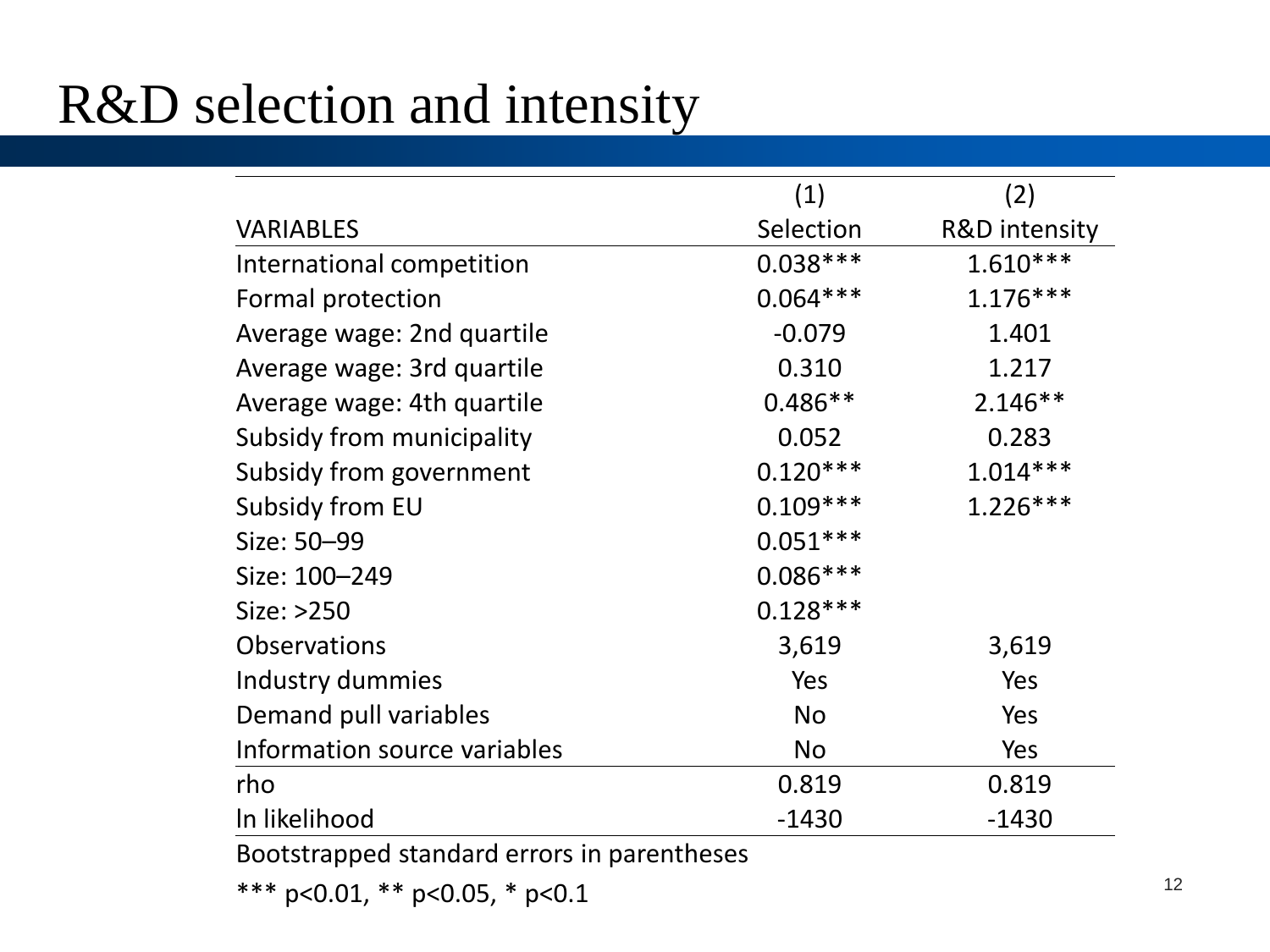# R&D selection and intensity

| VARIABLES | (1) Selection | (2) R&D intensity |
|---|---|---|
| International competition | 0.038*** | 1.610*** |
| Formal protection | 0.064*** | 1.176*** |
| Average wage: 2nd quartile | -0.079 | 1.401 |
| Average wage: 3rd quartile | 0.310 | 1.217 |
| Average wage: 4th quartile | 0.486** | 2.146** |
| Subsidy from municipality | 0.052 | 0.283 |
| Subsidy from government | 0.120*** | 1.014*** |
| Subsidy from EU | 0.109*** | 1.226*** |
| Size: 50–99 | 0.051*** | |
| Size: 100–249 | 0.086*** | |
| Size: >250 | 0.128*** | |
| Observations | 3,619 | 3,619 |
| Industry dummies | Yes | Yes |
| Demand pull variables | No | Yes |
| Information source variables | No | Yes |
| rho | 0.819 | 0.819 |
| ln likelihood | -1430 | -1430 |

Bootstrapped standard errors in parentheses

*** p<0.01, ** p<0.05, * p<0.1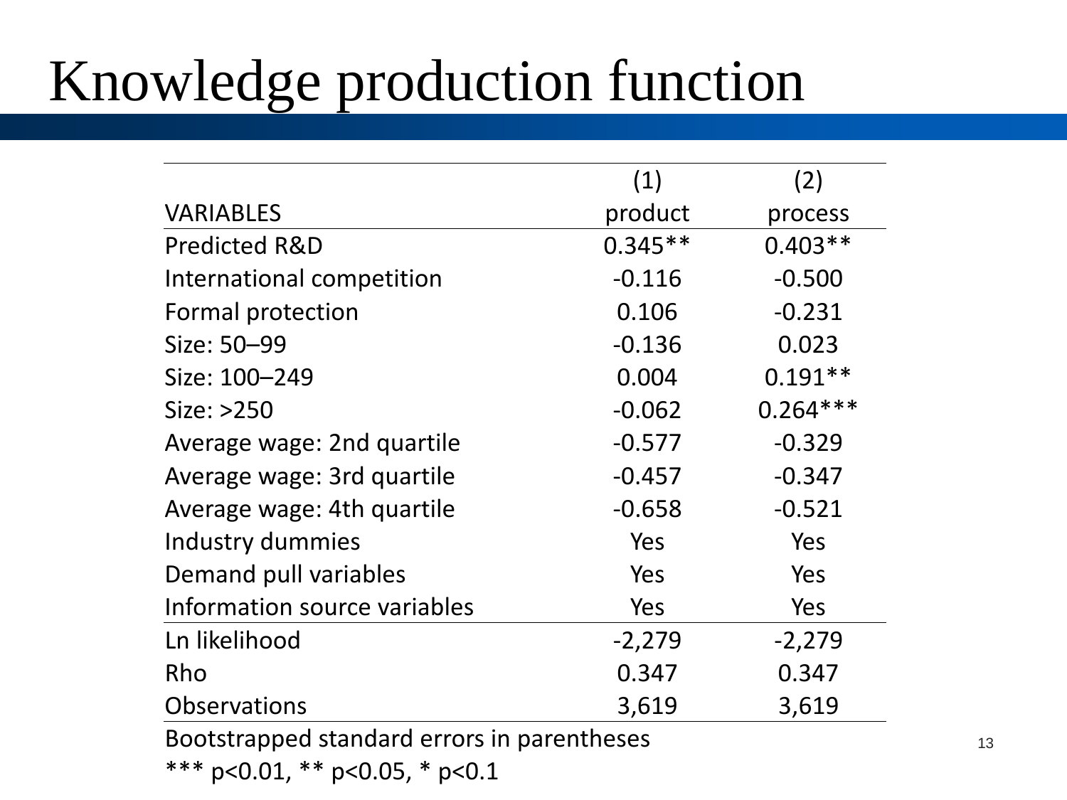# Knowledge production function

| VARIABLES | (1) product | (2) process |
|---|---|---|
| Predicted R&D | 0.345** | 0.403** |
| International competition | -0.116 | -0.500 |
| Formal protection | 0.106 | -0.231 |
| Size: 50–99 | -0.136 | 0.023 |
| Size: 100–249 | 0.004 | 0.191** |
| Size: >250 | -0.062 | 0.264*** |
| Average wage: 2nd quartile | -0.577 | -0.329 |
| Average wage: 3rd quartile | -0.457 | -0.347 |
| Average wage: 4th quartile | -0.658 | -0.521 |
| Industry dummies | Yes | Yes |
| Demand pull variables | Yes | Yes |
| Information source variables | Yes | Yes |
| Ln likelihood | -2,279 | -2,279 |
| Rho | 0.347 | 0.347 |
| Observations | 3,619 | 3,619 |

Bootstrapped standard errors in parentheses

*** p<0.01, ** p<0.05, * p<0.1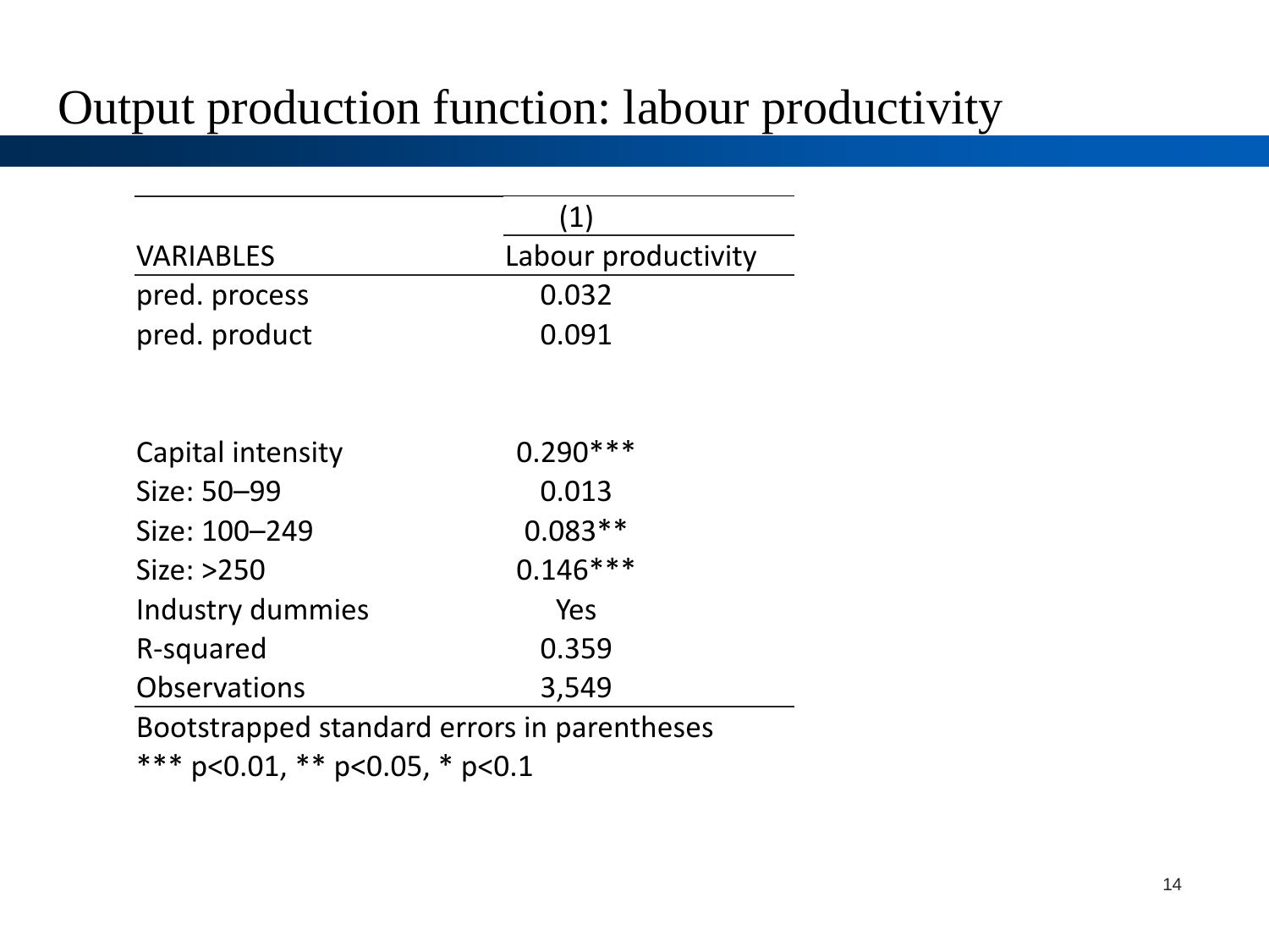# Output production function: labour productivity

| | (1) |
|---|---|
| VARIABLES | Labour productivity |
| pred. process | 0.032 |
| pred. product | 0.091 |
| | |
| Capital intensity | 0.290*** |
| Size: 50–99 | 0.013 |
| Size: 100–249 | 0.083** |
| Size: >250 | 0.146*** |
| Industry dummies | Yes |
| R-squared | 0.359 |
| Observations | 3,549 |

Bootstrapped standard errors in parentheses

*** p<0.01, ** p<0.05, * p<0.1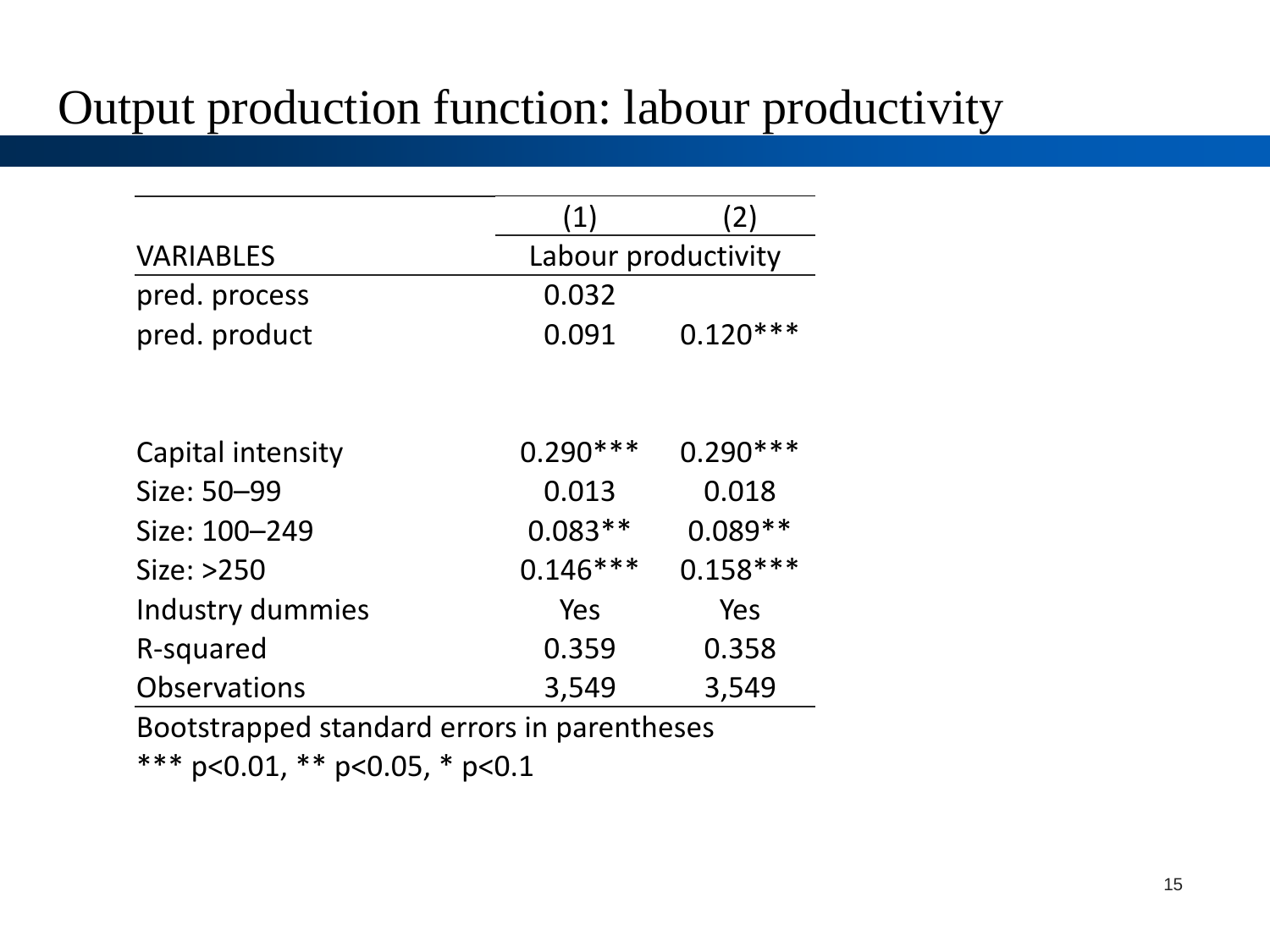# Output production function: labour productivity

| | (1) | (2) |
|---|---|---|
| VARIABLES | Labour productivity | |
| pred. process | 0.032 | |
| pred. product | 0.091 | 0.120*** |
| | | |
| Capital intensity | 0.290*** | 0.290*** |
| Size: 50–99 | 0.013 | 0.018 |
| Size: 100–249 | 0.083** | 0.089** |
| Size: >250 | 0.146*** | 0.158*** |
| Industry dummies | Yes | Yes |
| R-squared | 0.359 | 0.358 |
| Observations | 3,549 | 3,549 |

Bootstrapped standard errors in parentheses

*** p<0.01, ** p<0.05, * p<0.1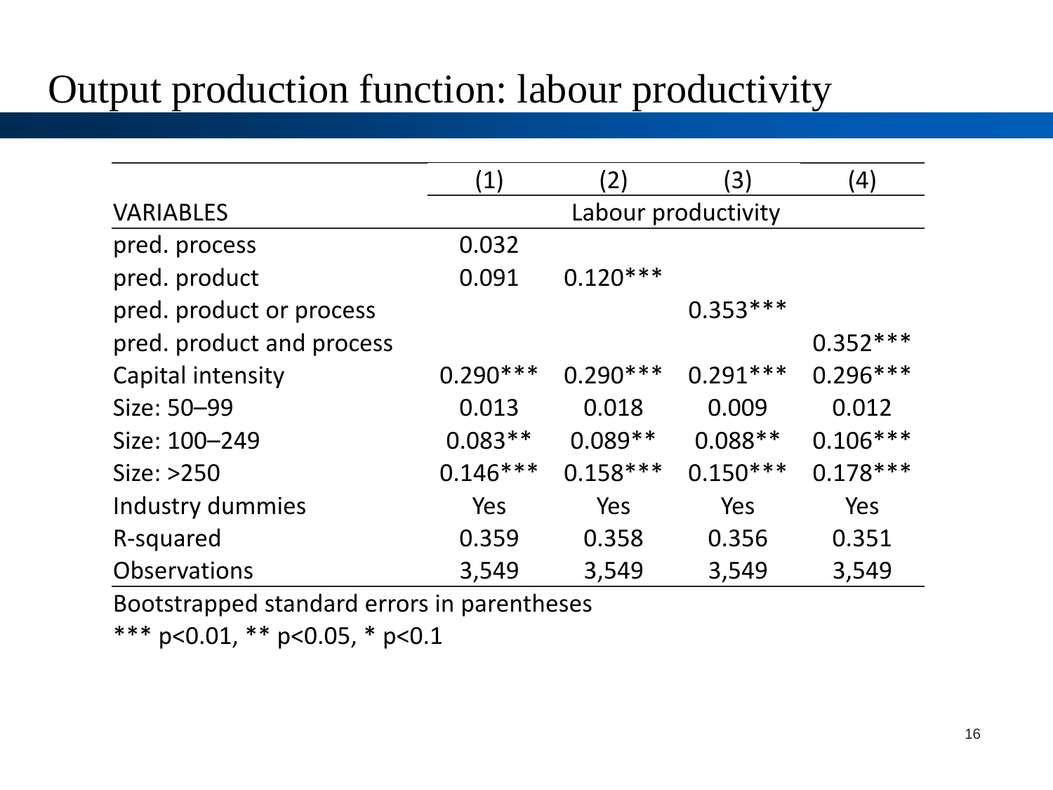# Output production function: labour productivity

| | (1) | (2) | (3) | (4) |
|---|---|---|---|---|
| VARIABLES | Labour productivity | | | |
| pred. process | 0.032 | | | |
| pred. product | 0.091 | 0.120*** | | |
| pred. product or process | | | 0.353*** | |
| pred. product and process | | | | 0.352*** |
| Capital intensity | 0.290*** | 0.290*** | 0.291*** | 0.296*** |
| Size: 50–99 | 0.013 | 0.018 | 0.009 | 0.012 |
| Size: 100–249 | 0.083** | 0.089** | 0.088** | 0.106*** |
| Size: >250 | 0.146*** | 0.158*** | 0.150*** | 0.178*** |
| Industry dummies | Yes | Yes | Yes | Yes |
| R-squared | 0.359 | 0.358 | 0.356 | 0.351 |
| Observations | 3,549 | 3,549 | 3,549 | 3,549 |

Bootstrapped standard errors in parentheses

*** p<0.01, ** p<0.05, * p<0.1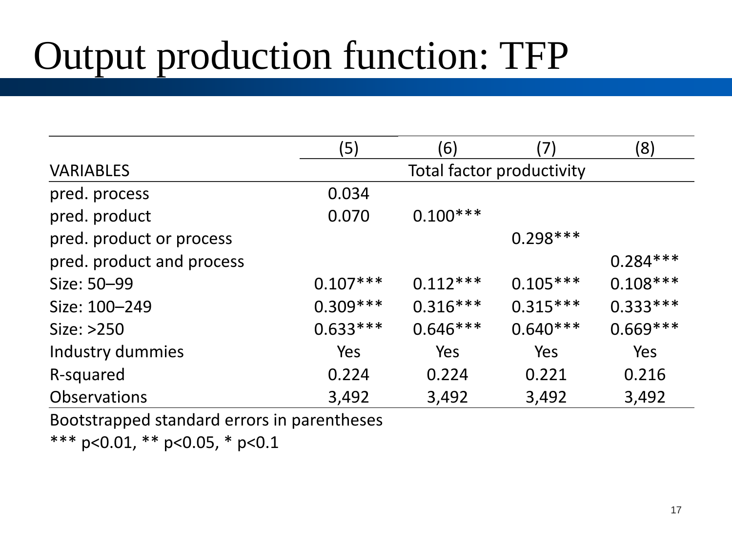# Output production function: TFP

| | (5) | (6) | (7) | (8) |
|---|---|---|---|---|
| VARIABLES | Total factor productivity | | | |
| pred. process | 0.034 | | | |
| pred. product | 0.070 | 0.100*** | | |
| pred. product or process | | | 0.298*** | |
| pred. product and process | | | | 0.284*** |
| Size: 50–99 | 0.107*** | 0.112*** | 0.105*** | 0.108*** |
| Size: 100–249 | 0.309*** | 0.316*** | 0.315*** | 0.333*** |
| Size: >250 | 0.633*** | 0.646*** | 0.640*** | 0.669*** |
| Industry dummies | Yes | Yes | Yes | Yes |
| R-squared | 0.224 | 0.224 | 0.221 | 0.216 |
| Observations | 3,492 | 3,492 | 3,492 | 3,492 |

Bootstrapped standard errors in parentheses

*** p<0.01, ** p<0.05, * p<0.1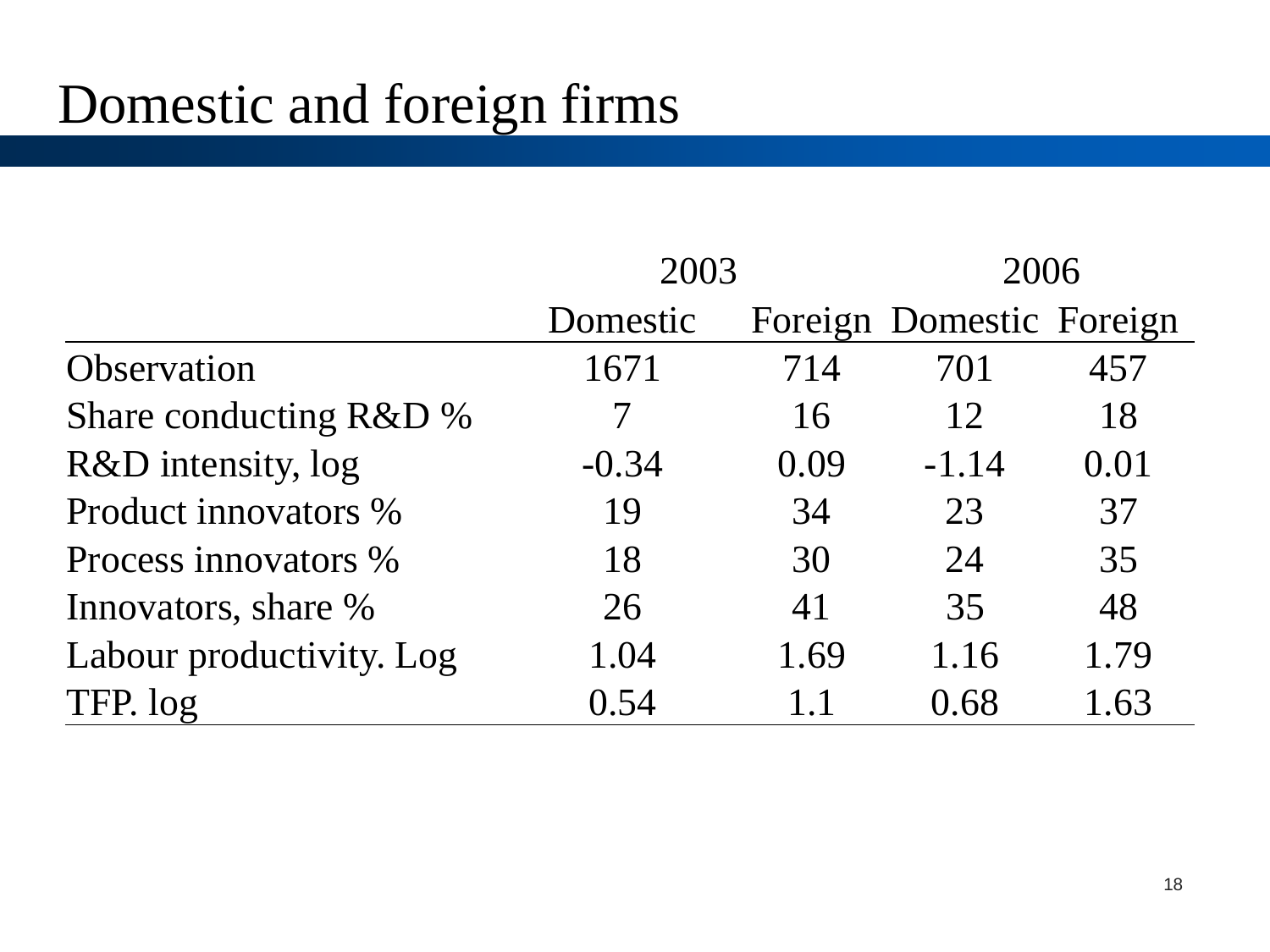# Domestic and foreign firms

| | 2003 | | 2006 | |
|---|---|---|---|---|
| | Domestic | Foreign | Domestic | Foreign |
| Observation | 1671 | 714 | 701 | 457 |
| Share conducting R&D % | 7 | 16 | 12 | 18 |
| R&D intensity, log | -0.34 | 0.09 | -1.14 | 0.01 |
| Product innovators % | 19 | 34 | 23 | 37 |
| Process innovators % | 18 | 30 | 24 | 35 |
| Innovators, share % | 26 | 41 | 35 | 48 |
| Labour productivity. Log | 1.04 | 1.69 | 1.16 | 1.79 |
| TFP. log | 0.54 | 1.1 | 0.68 | 1.63 |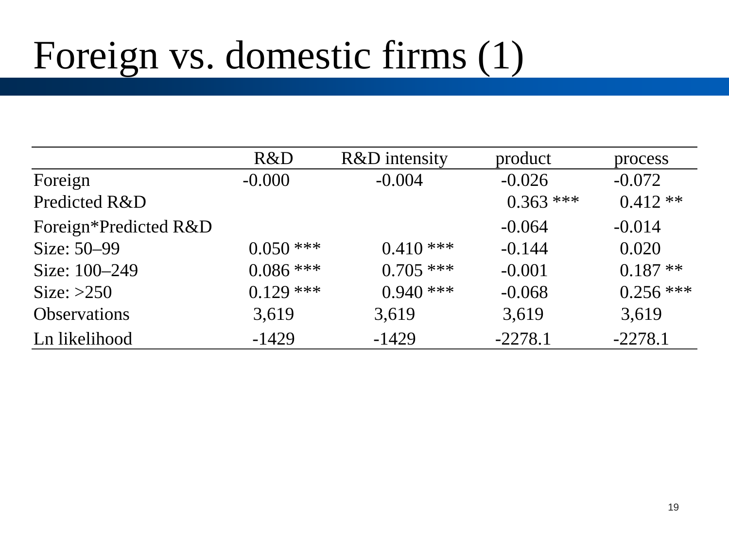# Foreign vs. domestic firms (1)

| | R&D | R&D intensity | product | process |
|---|---|---|---|---|
| Foreign | -0.000 | -0.004 | -0.026 | -0.072 |
| Predicted R&D | | | 0.363 *** | 0.412 ** |
| Foreign*Predicted R&D | | | -0.064 | -0.014 |
| Size: 50–99 | 0.050 *** | 0.410 *** | -0.144 | 0.020 |
| Size: 100–249 | 0.086 *** | 0.705 *** | -0.001 | 0.187 ** |
| Size: >250 | 0.129 *** | 0.940 *** | -0.068 | 0.256 *** |
| Observations | 3,619 | 3,619 | 3,619 | 3,619 |
| Ln likelihood | -1429 | -1429 | -2278.1 | -2278.1 |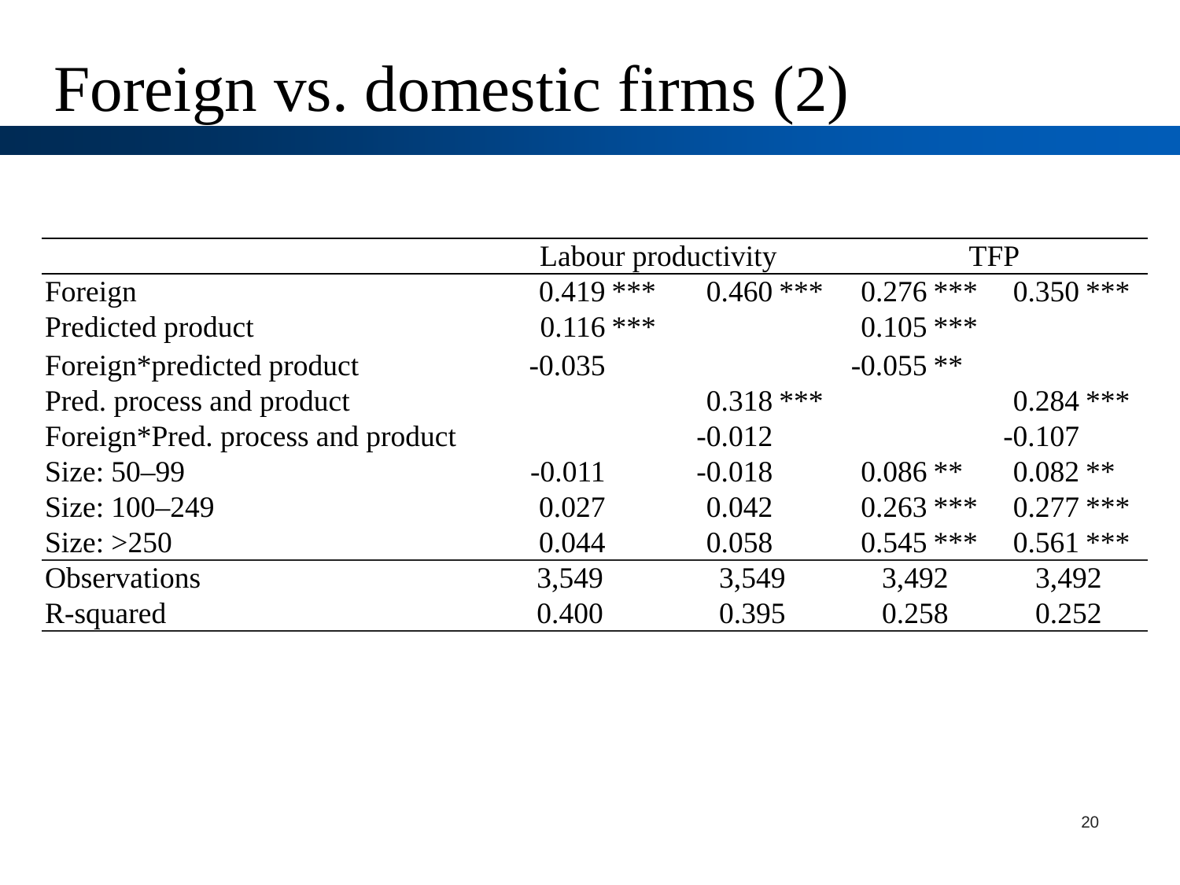# Foreign vs. domestic firms (2)

| | Labour productivity | | TFP | |
|---|---|---|---|---|
| Foreign | 0.419 *** | 0.460 *** | 0.276 *** | 0.350 *** |
| Predicted product | 0.116 *** | | 0.105 *** | |
| Foreign*predicted product | -0.035 | | -0.055 ** | |
| Pred. process and product | | 0.318 *** | | 0.284 *** |
| Foreign*Pred. process and product | | -0.012 | | -0.107 |
| Size: 50–99 | -0.011 | -0.018 | 0.086 ** | 0.082 ** |
| Size: 100–249 | 0.027 | 0.042 | 0.263 *** | 0.277 *** |
| Size: >250 | 0.044 | 0.058 | 0.545 *** | 0.561 *** |
| Observations | 3,549 | 3,549 | 3,492 | 3,492 |
| R-squared | 0.400 | 0.395 | 0.258 | 0.252 |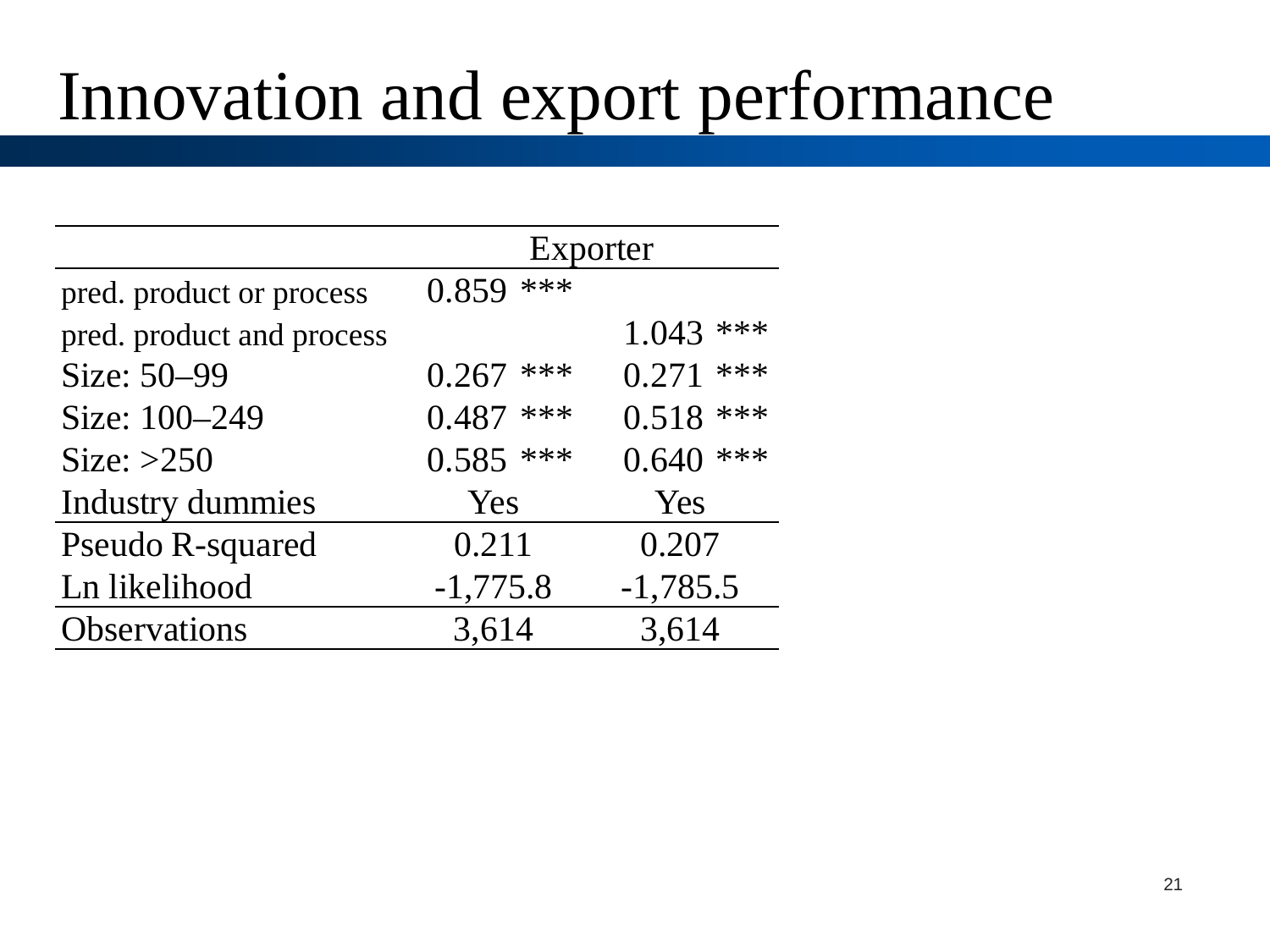# Innovation and export performance

| | Exporter | |
|---|---|---|
| pred. product or process | 0.859 *** | |
| pred. product and process | | 1.043 *** |
| Size: 50–99 | 0.267 *** | 0.271 *** |
| Size: 100–249 | 0.487 *** | 0.518 *** |
| Size: >250 | 0.585 *** | 0.640 *** |
| Industry dummies | Yes | Yes |
| Pseudo R-squared | 0.211 | 0.207 |
| Ln likelihood | -1,775.8 | -1,785.5 |
| Observations | 3,614 | 3,614 |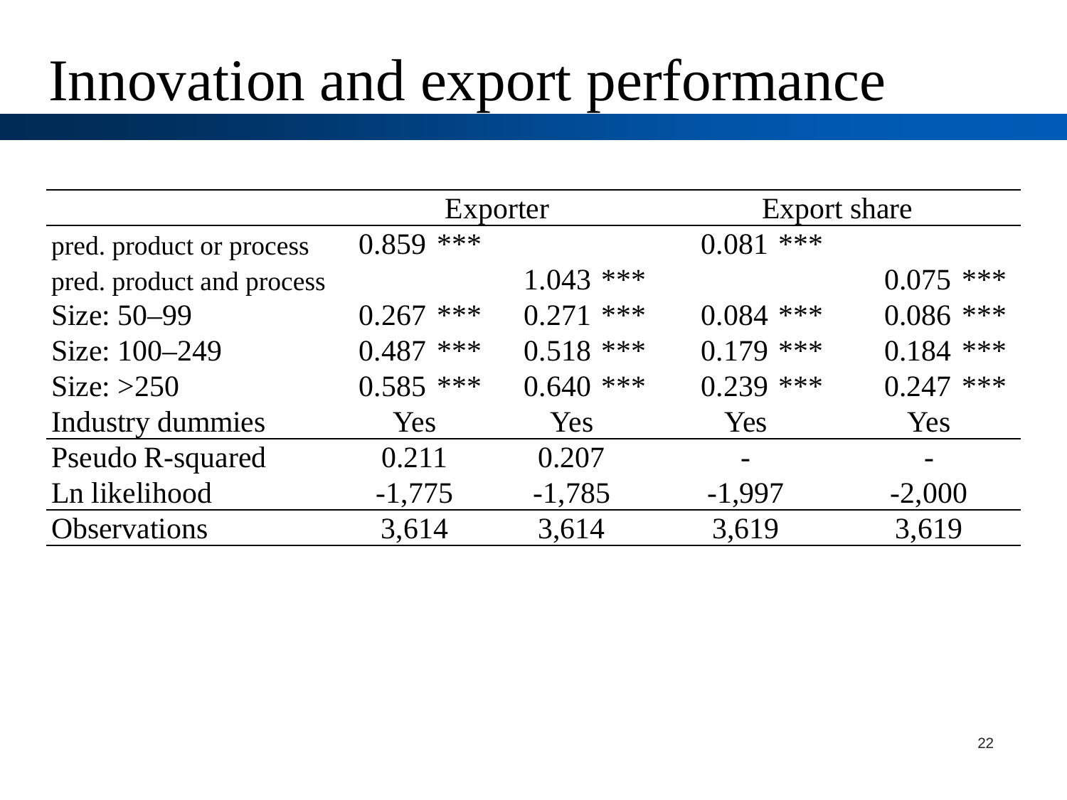# Innovation and export performance

| | Exporter | | Export share | |
|---|---|---|---|---|
| pred. product or process | 0.859 *** | | 0.081 *** | |
| pred. product and process | | 1.043 *** | | 0.075 *** |
| Size: 50–99 | 0.267 *** | 0.271 *** | 0.084 *** | 0.086 *** |
| Size: 100–249 | 0.487 *** | 0.518 *** | 0.179 *** | 0.184 *** |
| Size: >250 | 0.585 *** | 0.640 *** | 0.239 *** | 0.247 *** |
| Industry dummies | Yes | Yes | Yes | Yes |
| Pseudo R-squared | 0.211 | 0.207 | - | - |
| Ln likelihood | -1,775 | -1,785 | -1,997 | -2,000 |
| Observations | 3,614 | 3,614 | 3,619 | 3,619 |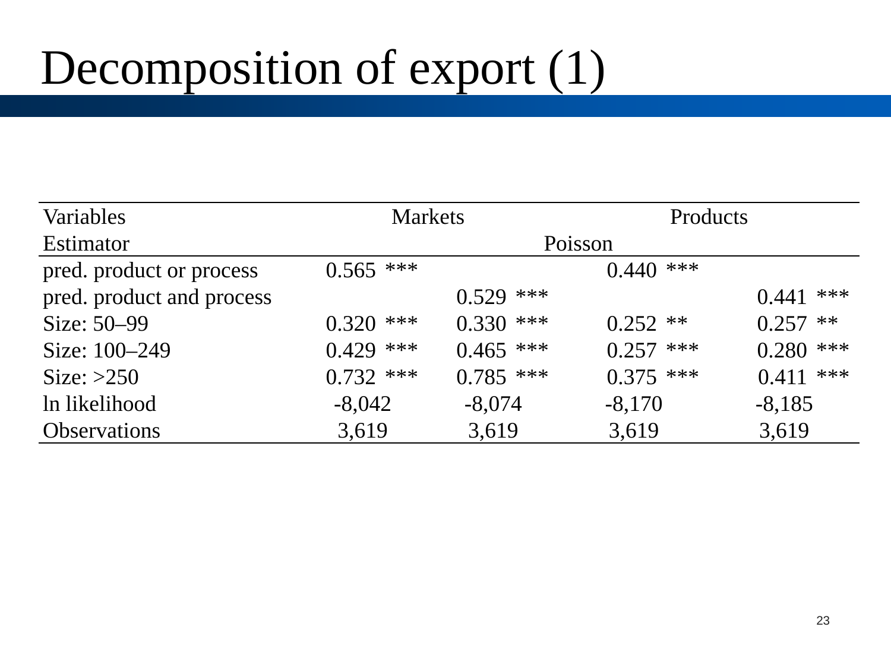# Decomposition of export (1)

| Variables | Markets | | Products | |
|---|---|---|---|---|
| Estimator | Poisson | | | |
| pred. product or process | 0.565 *** | | 0.440 *** | |
| pred. product and process | | 0.529 *** | | 0.441 *** |
| Size: 50–99 | 0.320 *** | 0.330 *** | 0.252 ** | 0.257 ** |
| Size: 100–249 | 0.429 *** | 0.465 *** | 0.257 *** | 0.280 *** |
| Size: >250 | 0.732 *** | 0.785 *** | 0.375 *** | 0.411 *** |
| ln likelihood | -8,042 | -8,074 | -8,170 | -8,185 |
| Observations | 3,619 | 3,619 | 3,619 | 3,619 |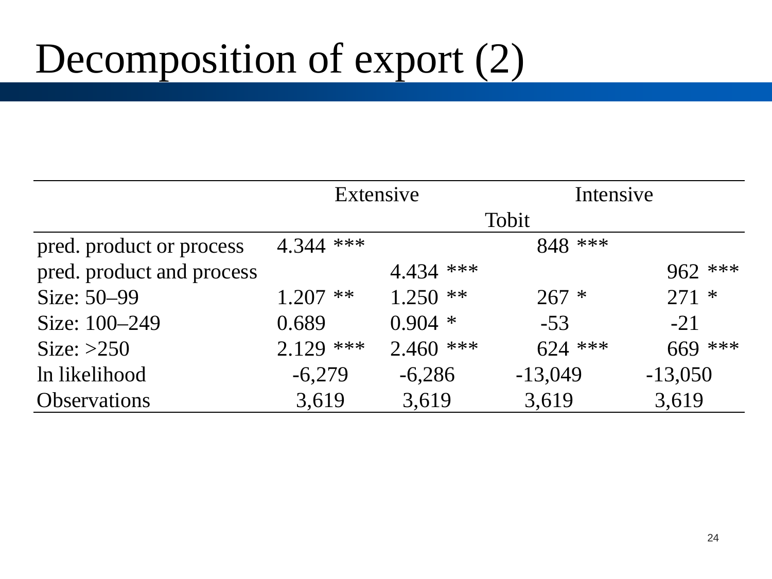# Decomposition of export (2)

| | Extensive | | Intensive | |
|---|---|---|---|---|
| | Tobit | | | |
| pred. product or process | 4.344 *** | | 848 *** | |
| pred. product and process | | 4.434 *** | | 962 *** |
| Size: 50–99 | 1.207 ** | 1.250 ** | 267 * | 271 * |
| Size: 100–249 | 0.689 | 0.904 * | -53 | -21 |
| Size: >250 | 2.129 *** | 2.460 *** | 624 *** | 669 *** |
| ln likelihood | -6,279 | -6,286 | -13,049 | -13,050 |
| Observations | 3,619 | 3,619 | 3,619 | 3,619 |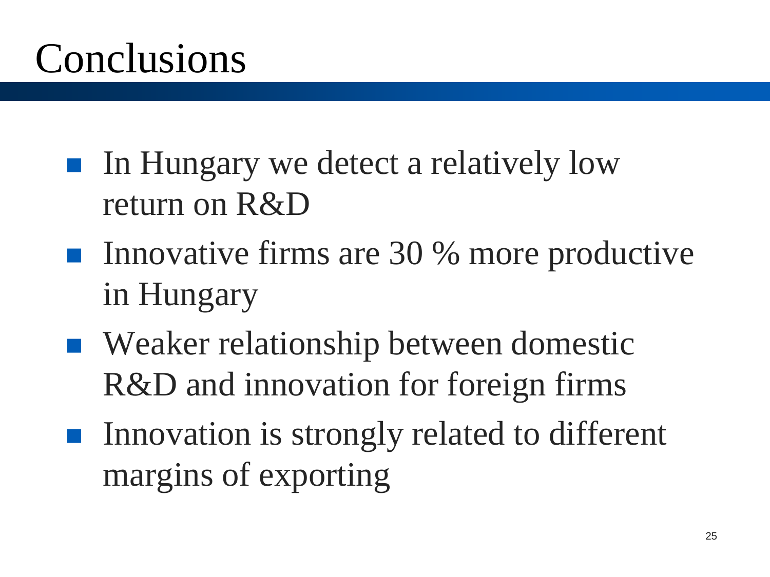# Conclusions

- In Hungary we detect a relatively low return on R&D
- Innovative firms are 30 % more productive in Hungary
- Weaker relationship between domestic R&D and innovation for foreign firms
- Innovation is strongly related to different margins of exporting